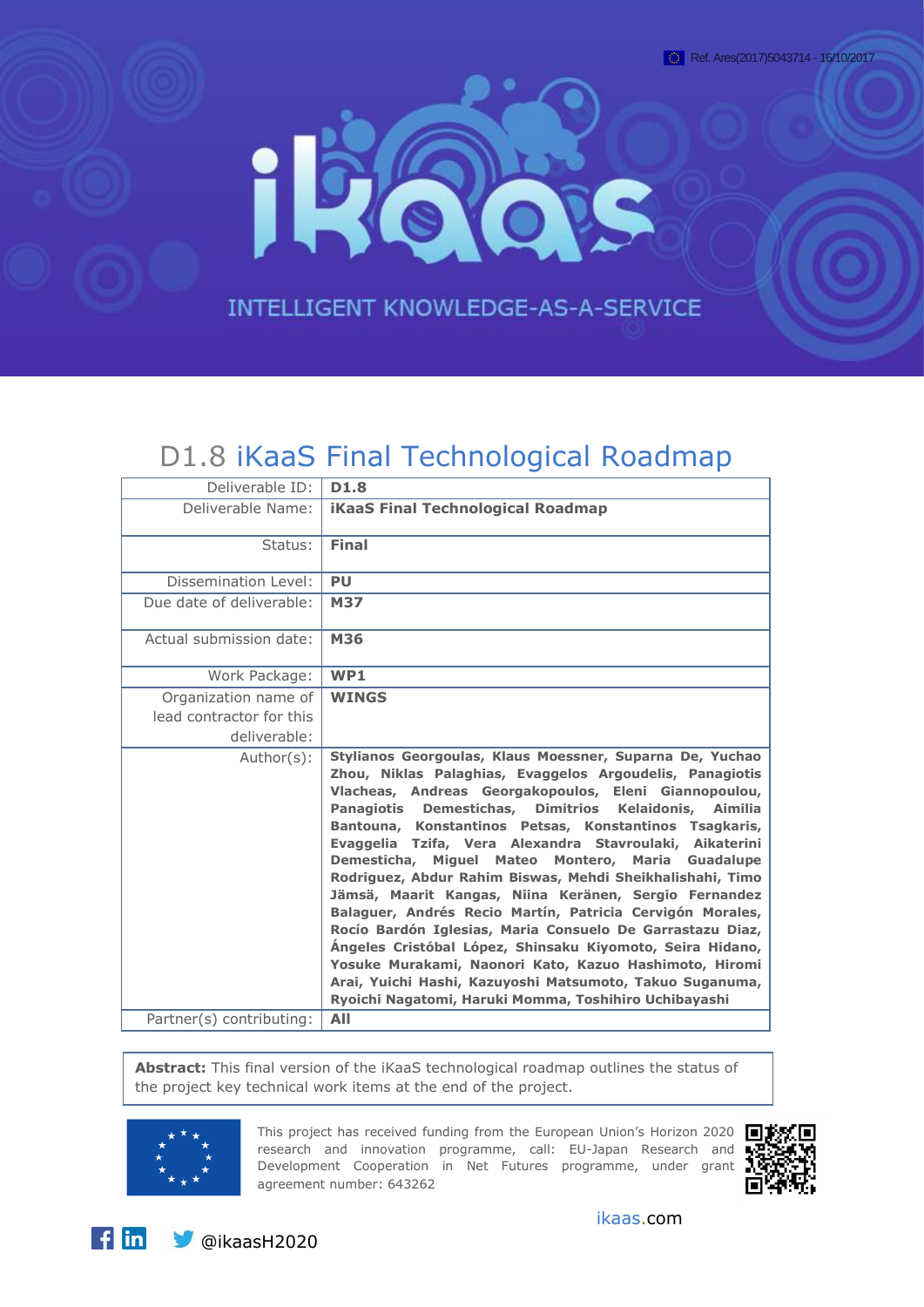Ref. Ares(2017)5043714 - 16/10/2017

INTELLIGENT KNOWLEDGE-AS-A-SERVICE

# D1.8 iKaaS Final Technological Roadmap

| | |
|---|---|
| Deliverable ID: | **D1.8** |
| Deliverable Name: | **iKaaS Final Technological Roadmap** |
| Status: | **Final** |
| Dissemination Level: | **PU** |
| Due date of deliverable: | **M37** |
| Actual submission date: | **M36** |
| Work Package: | **WP1** |
| Organization name of lead contractor for this deliverable: | **WINGS** |
| Author(s): | **Stylianos Georgoulas, Klaus Moessner, Suparna De, Yuchao Zhou, Niklas Palaghias, Evaggelos Argoudelis, Panagiotis Vlacheas, Andreas Georgakopoulos, Eleni Giannopoulou, Panagiotis Demestichas, Dimitrios Kelaidonis, Aimilia Bantouna, Konstantinos Petsas, Konstantinos Tsagkaris, Evaggelia Tzifa, Vera Alexandra Stavroulaki, Aikaterini Demesticha, Miguel Mateo Montero, Maria Guadalupe Rodriguez, Abdur Rahim Biswas, Mehdi Sheikhalishahi, Timo Jämsä, Maarit Kangas, Niina Keränen, Sergio Fernandez Balaguer, Andrés Recio Martín, Patricia Cervigón Morales, Rocío Bardón Iglesias, Maria Consuelo De Garrastazu Diaz, Ángeles Cristóbal López, Shinsaku Kiyomoto, Seira Hidano, Yosuke Murakami, Naonori Kato, Kazuo Hashimoto, Hiromi Arai, Yuichi Hashi, Kazuyoshi Matsumoto, Takuo Suganuma, Ryoichi Nagatomi, Haruki Momma, Toshihiro Uchibayashi** |
| Partner(s) contributing: | **All** |

**Abstract:** This final version of the iKaaS technological roadmap outlines the status of the project key technical work items at the end of the project.

This project has received funding from the European Union's Horizon 2020 research and innovation programme, call: EU-Japan Research and Development Cooperation in Net Futures programme, under grant agreement number: 643262

ikaas.com

@ikaasH2020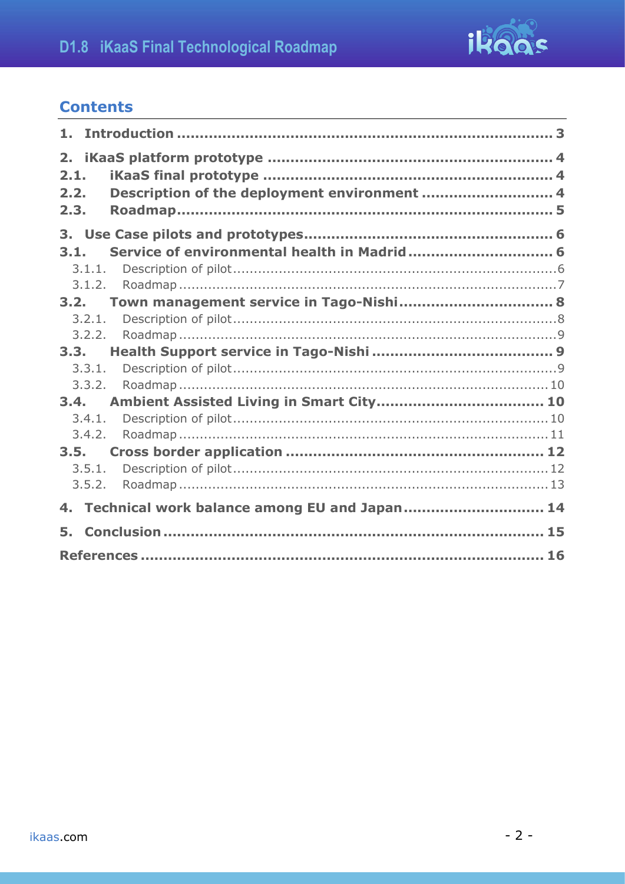## Contents

1. Introduction ........................................................................ 3

2. iKaaS platform prototype ........................................................ 4
   - 2.1. iKaaS final prototype ........................................................ 4
   - 2.2. Description of the deployment environment ............................ 4
   - 2.3. Roadmap................................................................... 5

3. Use Case pilots and prototypes.................................................... 6
   - 3.1. Service of environmental health in Madrid ............................. 6
     - 3.1.1. Description of pilot ....................................................... 6
     - 3.1.2. Roadmap ..................................................................... 7
   - 3.2. Town management service in Tago-Nishi ................................ 8
     - 3.2.1. Description of pilot ....................................................... 8
     - 3.2.2. Roadmap ..................................................................... 9
   - 3.3. Health Support service in Tago-Nishi ..................................... 9
     - 3.3.1. Description of pilot ....................................................... 9
     - 3.3.2. Roadmap ..................................................................... 10
   - 3.4. Ambient Assisted Living in Smart City................................... 10
     - 3.4.1. Description of pilot ....................................................... 10
     - 3.4.2. Roadmap ..................................................................... 11
   - 3.5. Cross border application ..................................................... 12
     - 3.5.1. Description of pilot ....................................................... 12
     - 3.5.2. Roadmap ..................................................................... 13

4. Technical work balance among EU and Japan.................................. 14

5. Conclusion .............................................................................. 15

References .................................................................................. 16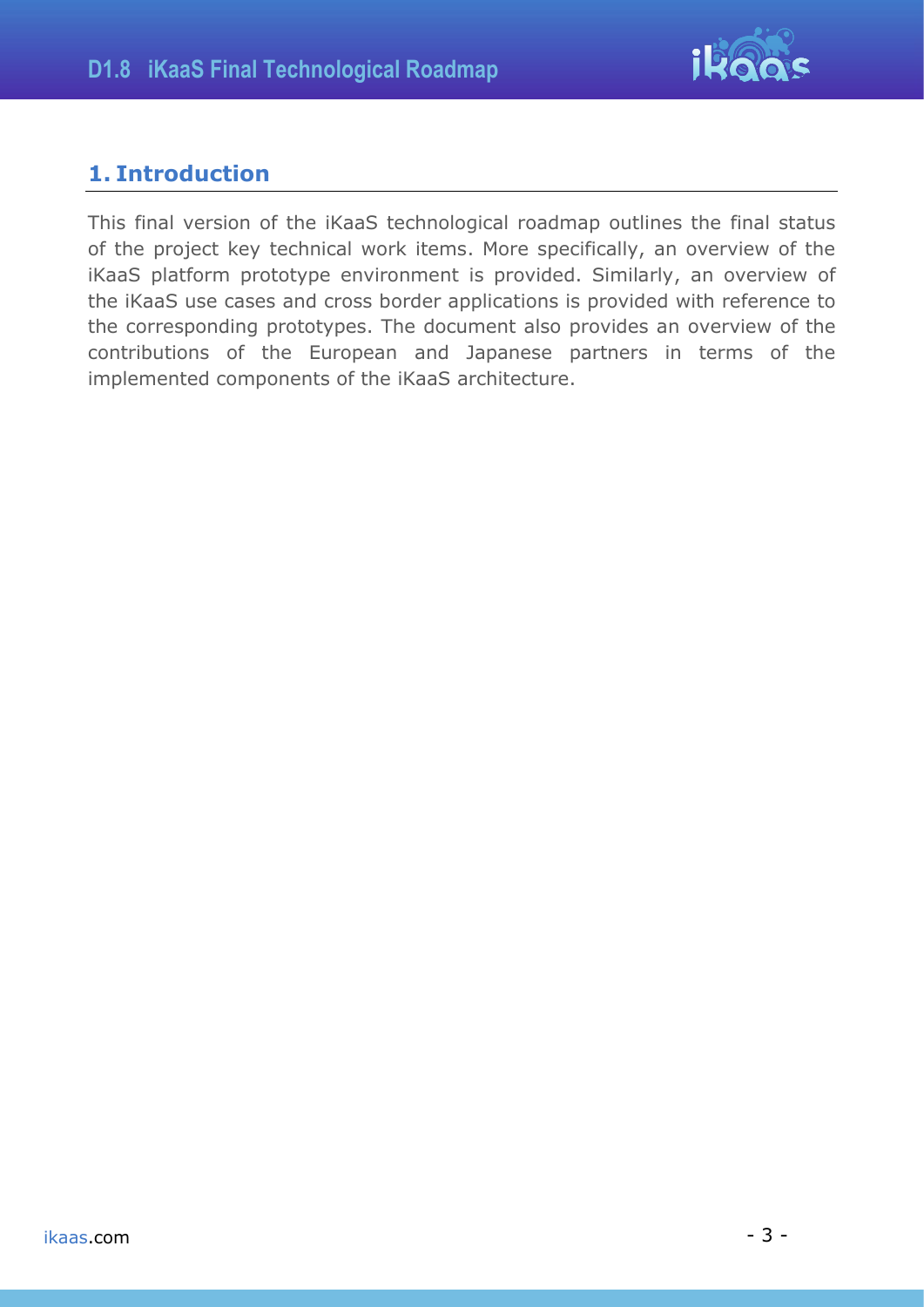# 1. Introduction

This final version of the iKaaS technological roadmap outlines the final status of the project key technical work items. More specifically, an overview of the iKaaS platform prototype environment is provided. Similarly, an overview of the iKaaS use cases and cross border applications is provided with reference to the corresponding prototypes. The document also provides an overview of the contributions of the European and Japanese partners in terms of the implemented components of the iKaaS architecture.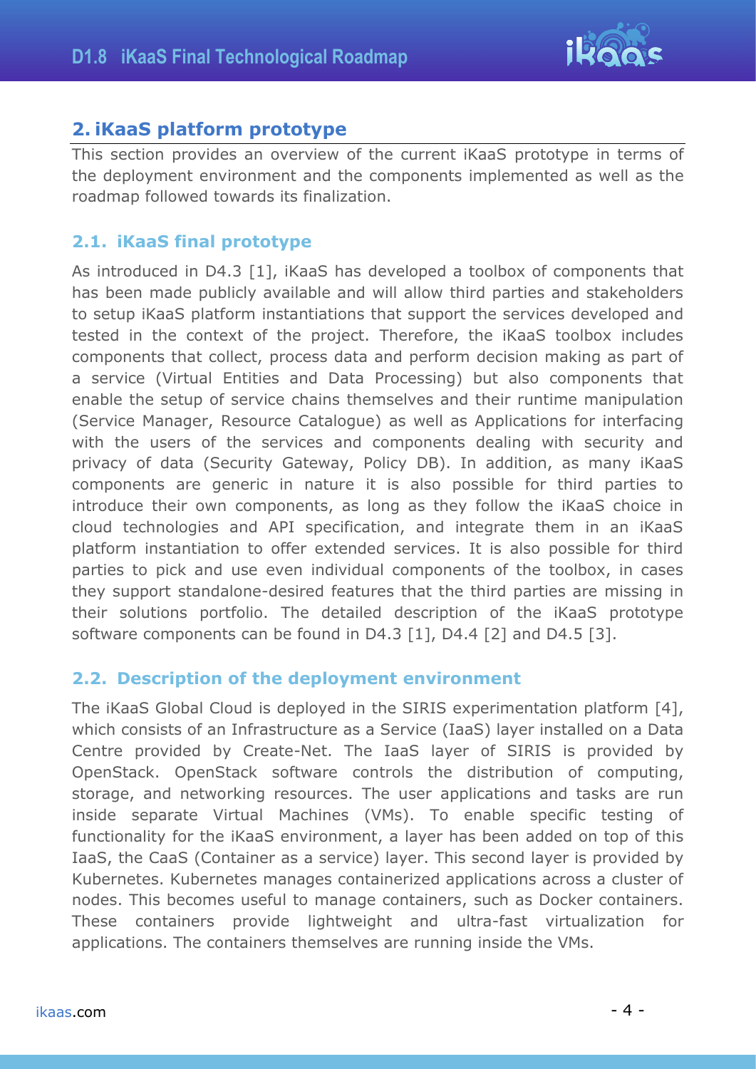## 2. iKaaS platform prototype

This section provides an overview of the current iKaaS prototype in terms of the deployment environment and the components implemented as well as the roadmap followed towards its finalization.

### 2.1. iKaaS final prototype

As introduced in D4.3 [1], iKaaS has developed a toolbox of components that has been made publicly available and will allow third parties and stakeholders to setup iKaaS platform instantiations that support the services developed and tested in the context of the project. Therefore, the iKaaS toolbox includes components that collect, process data and perform decision making as part of a service (Virtual Entities and Data Processing) but also components that enable the setup of service chains themselves and their runtime manipulation (Service Manager, Resource Catalogue) as well as Applications for interfacing with the users of the services and components dealing with security and privacy of data (Security Gateway, Policy DB). In addition, as many iKaaS components are generic in nature it is also possible for third parties to introduce their own components, as long as they follow the iKaaS choice in cloud technologies and API specification, and integrate them in an iKaaS platform instantiation to offer extended services. It is also possible for third parties to pick and use even individual components of the toolbox, in cases they support standalone-desired features that the third parties are missing in their solutions portfolio. The detailed description of the iKaaS prototype software components can be found in D4.3 [1], D4.4 [2] and D4.5 [3].

### 2.2. Description of the deployment environment

The iKaaS Global Cloud is deployed in the SIRIS experimentation platform [4], which consists of an Infrastructure as a Service (IaaS) layer installed on a Data Centre provided by Create-Net. The IaaS layer of SIRIS is provided by OpenStack. OpenStack software controls the distribution of computing, storage, and networking resources. The user applications and tasks are run inside separate Virtual Machines (VMs). To enable specific testing of functionality for the iKaaS environment, a layer has been added on top of this IaaS, the CaaS (Container as a service) layer. This second layer is provided by Kubernetes. Kubernetes manages containerized applications across a cluster of nodes. This becomes useful to manage containers, such as Docker containers. These containers provide lightweight and ultra-fast virtualization for applications. The containers themselves are running inside the VMs.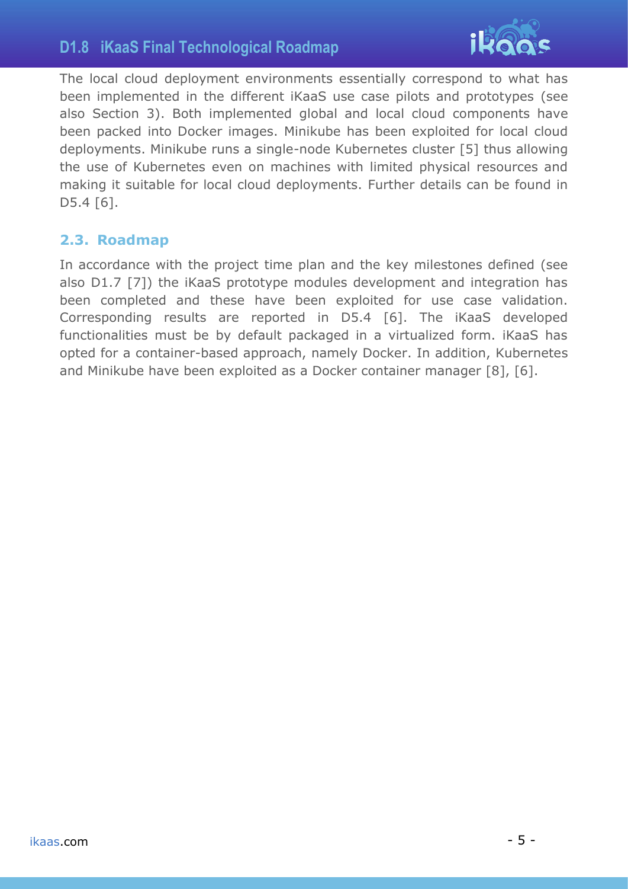The local cloud deployment environments essentially correspond to what has been implemented in the different iKaaS use case pilots and prototypes (see also Section 3). Both implemented global and local cloud components have been packed into Docker images. Minikube has been exploited for local cloud deployments. Minikube runs a single-node Kubernetes cluster [5] thus allowing the use of Kubernetes even on machines with limited physical resources and making it suitable for local cloud deployments. Further details can be found in D5.4 [6].

## 2.3. Roadmap

In accordance with the project time plan and the key milestones defined (see also D1.7 [7]) the iKaaS prototype modules development and integration has been completed and these have been exploited for use case validation. Corresponding results are reported in D5.4 [6]. The iKaaS developed functionalities must be by default packaged in a virtualized form. iKaaS has opted for a container-based approach, namely Docker. In addition, Kubernetes and Minikube have been exploited as a Docker container manager [8], [6].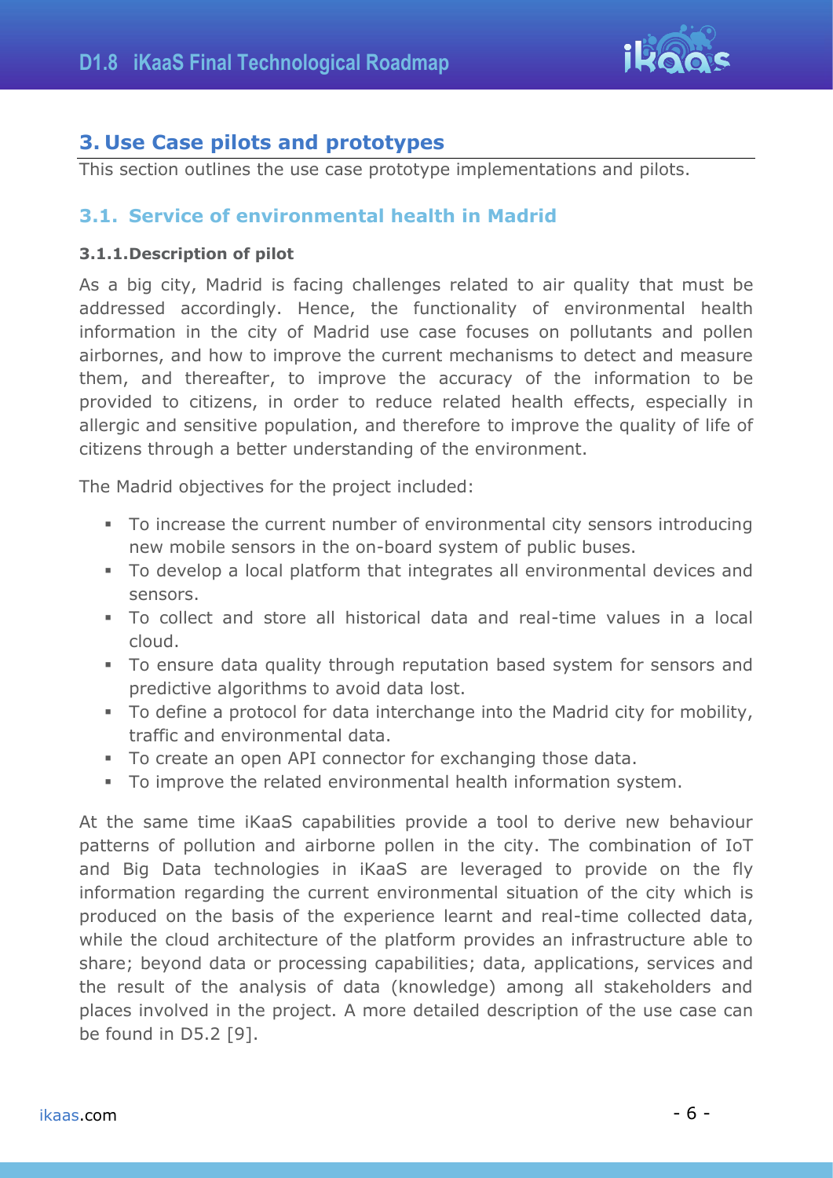# 3. Use Case pilots and prototypes

This section outlines the use case prototype implementations and pilots.

## 3.1. Service of environmental health in Madrid

### 3.1.1. Description of pilot

As a big city, Madrid is facing challenges related to air quality that must be addressed accordingly. Hence, the functionality of environmental health information in the city of Madrid use case focuses on pollutants and pollen airbornes, and how to improve the current mechanisms to detect and measure them, and thereafter, to improve the accuracy of the information to be provided to citizens, in order to reduce related health effects, especially in allergic and sensitive population, and therefore to improve the quality of life of citizens through a better understanding of the environment.

The Madrid objectives for the project included:

- To increase the current number of environmental city sensors introducing new mobile sensors in the on-board system of public buses.
- To develop a local platform that integrates all environmental devices and sensors.
- To collect and store all historical data and real-time values in a local cloud.
- To ensure data quality through reputation based system for sensors and predictive algorithms to avoid data lost.
- To define a protocol for data interchange into the Madrid city for mobility, traffic and environmental data.
- To create an open API connector for exchanging those data.
- To improve the related environmental health information system.

At the same time iKaaS capabilities provide a tool to derive new behaviour patterns of pollution and airborne pollen in the city. The combination of IoT and Big Data technologies in iKaaS are leveraged to provide on the fly information regarding the current environmental situation of the city which is produced on the basis of the experience learnt and real-time collected data, while the cloud architecture of the platform provides an infrastructure able to share; beyond data or processing capabilities; data, applications, services and the result of the analysis of data (knowledge) among all stakeholders and places involved in the project. A more detailed description of the use case can be found in D5.2 [9].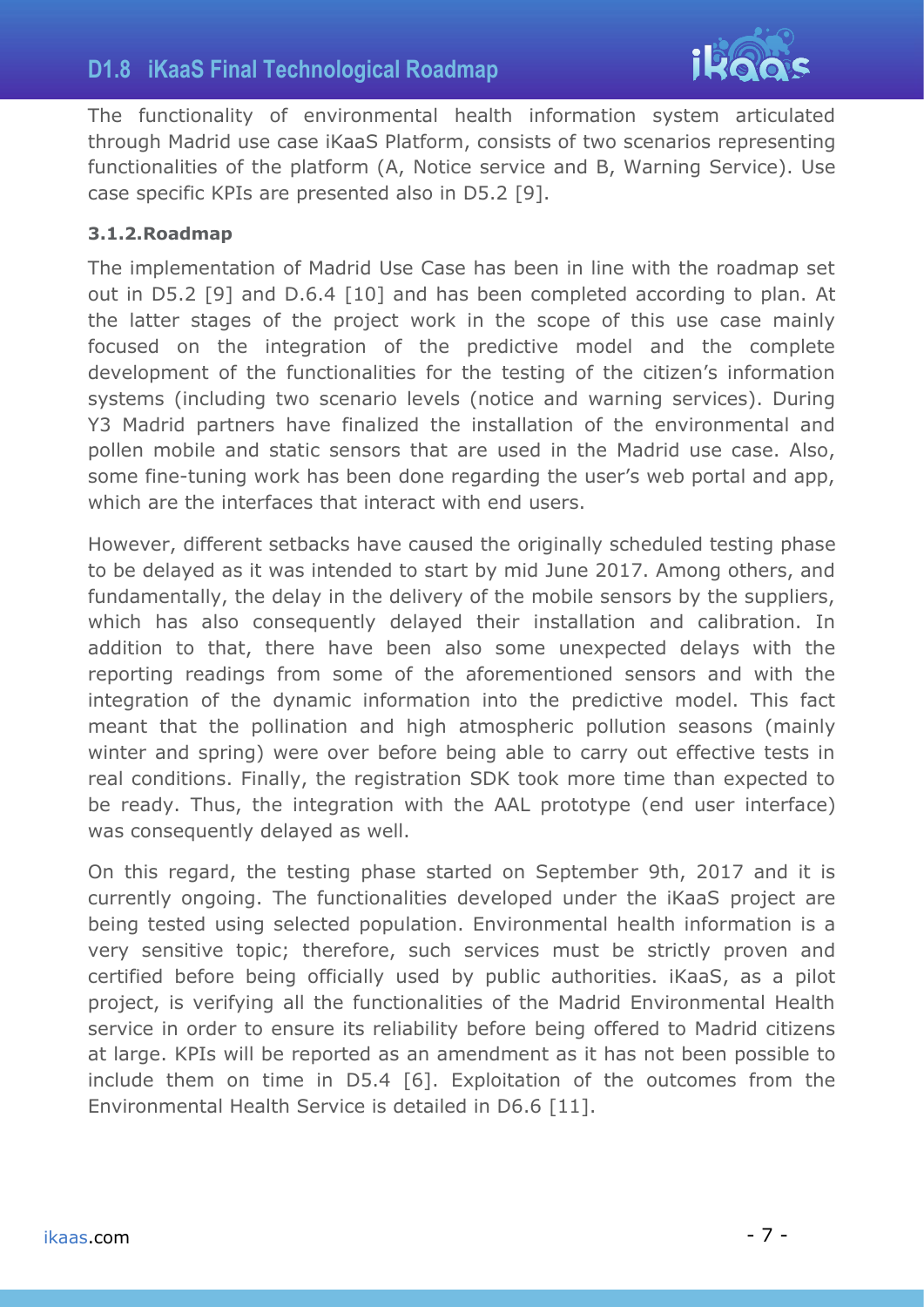The functionality of environmental health information system articulated through Madrid use case iKaaS Platform, consists of two scenarios representing functionalities of the platform (A, Notice service and B, Warning Service). Use case specific KPIs are presented also in D5.2 [9].

#### 3.1.2. Roadmap

The implementation of Madrid Use Case has been in line with the roadmap set out in D5.2 [9] and D.6.4 [10] and has been completed according to plan. At the latter stages of the project work in the scope of this use case mainly focused on the integration of the predictive model and the complete development of the functionalities for the testing of the citizen's information systems (including two scenario levels (notice and warning services). During Y3 Madrid partners have finalized the installation of the environmental and pollen mobile and static sensors that are used in the Madrid use case. Also, some fine-tuning work has been done regarding the user's web portal and app, which are the interfaces that interact with end users.

However, different setbacks have caused the originally scheduled testing phase to be delayed as it was intended to start by mid June 2017. Among others, and fundamentally, the delay in the delivery of the mobile sensors by the suppliers, which has also consequently delayed their installation and calibration. In addition to that, there have been also some unexpected delays with the reporting readings from some of the aforementioned sensors and with the integration of the dynamic information into the predictive model. This fact meant that the pollination and high atmospheric pollution seasons (mainly winter and spring) were over before being able to carry out effective tests in real conditions. Finally, the registration SDK took more time than expected to be ready. Thus, the integration with the AAL prototype (end user interface) was consequently delayed as well.

On this regard, the testing phase started on September 9th, 2017 and it is currently ongoing. The functionalities developed under the iKaaS project are being tested using selected population. Environmental health information is a very sensitive topic; therefore, such services must be strictly proven and certified before being officially used by public authorities. iKaaS, as a pilot project, is verifying all the functionalities of the Madrid Environmental Health service in order to ensure its reliability before being offered to Madrid citizens at large. KPIs will be reported as an amendment as it has not been possible to include them on time in D5.4 [6]. Exploitation of the outcomes from the Environmental Health Service is detailed in D6.6 [11].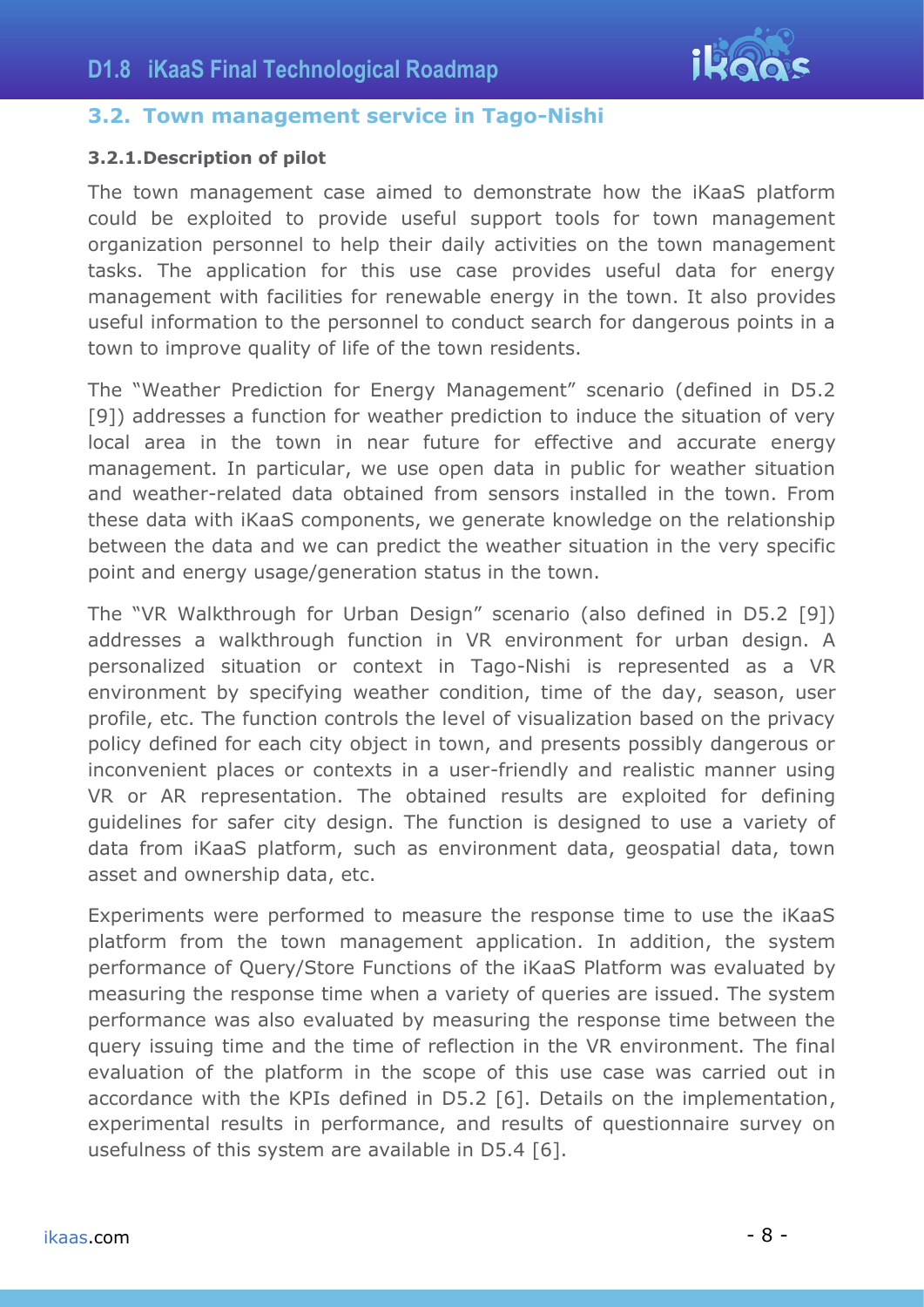## 3.2. Town management service in Tago-Nishi

### 3.2.1. Description of pilot

The town management case aimed to demonstrate how the iKaaS platform could be exploited to provide useful support tools for town management organization personnel to help their daily activities on the town management tasks. The application for this use case provides useful data for energy management with facilities for renewable energy in the town. It also provides useful information to the personnel to conduct search for dangerous points in a town to improve quality of life of the town residents.

The "Weather Prediction for Energy Management" scenario (defined in D5.2 [9]) addresses a function for weather prediction to induce the situation of very local area in the town in near future for effective and accurate energy management. In particular, we use open data in public for weather situation and weather-related data obtained from sensors installed in the town. From these data with iKaaS components, we generate knowledge on the relationship between the data and we can predict the weather situation in the very specific point and energy usage/generation status in the town.

The "VR Walkthrough for Urban Design" scenario (also defined in D5.2 [9]) addresses a walkthrough function in VR environment for urban design. A personalized situation or context in Tago-Nishi is represented as a VR environment by specifying weather condition, time of the day, season, user profile, etc. The function controls the level of visualization based on the privacy policy defined for each city object in town, and presents possibly dangerous or inconvenient places or contexts in a user-friendly and realistic manner using VR or AR representation. The obtained results are exploited for defining guidelines for safer city design. The function is designed to use a variety of data from iKaaS platform, such as environment data, geospatial data, town asset and ownership data, etc.

Experiments were performed to measure the response time to use the iKaaS platform from the town management application. In addition, the system performance of Query/Store Functions of the iKaaS Platform was evaluated by measuring the response time when a variety of queries are issued. The system performance was also evaluated by measuring the response time between the query issuing time and the time of reflection in the VR environment. The final evaluation of the platform in the scope of this use case was carried out in accordance with the KPIs defined in D5.2 [6]. Details on the implementation, experimental results in performance, and results of questionnaire survey on usefulness of this system are available in D5.4 [6].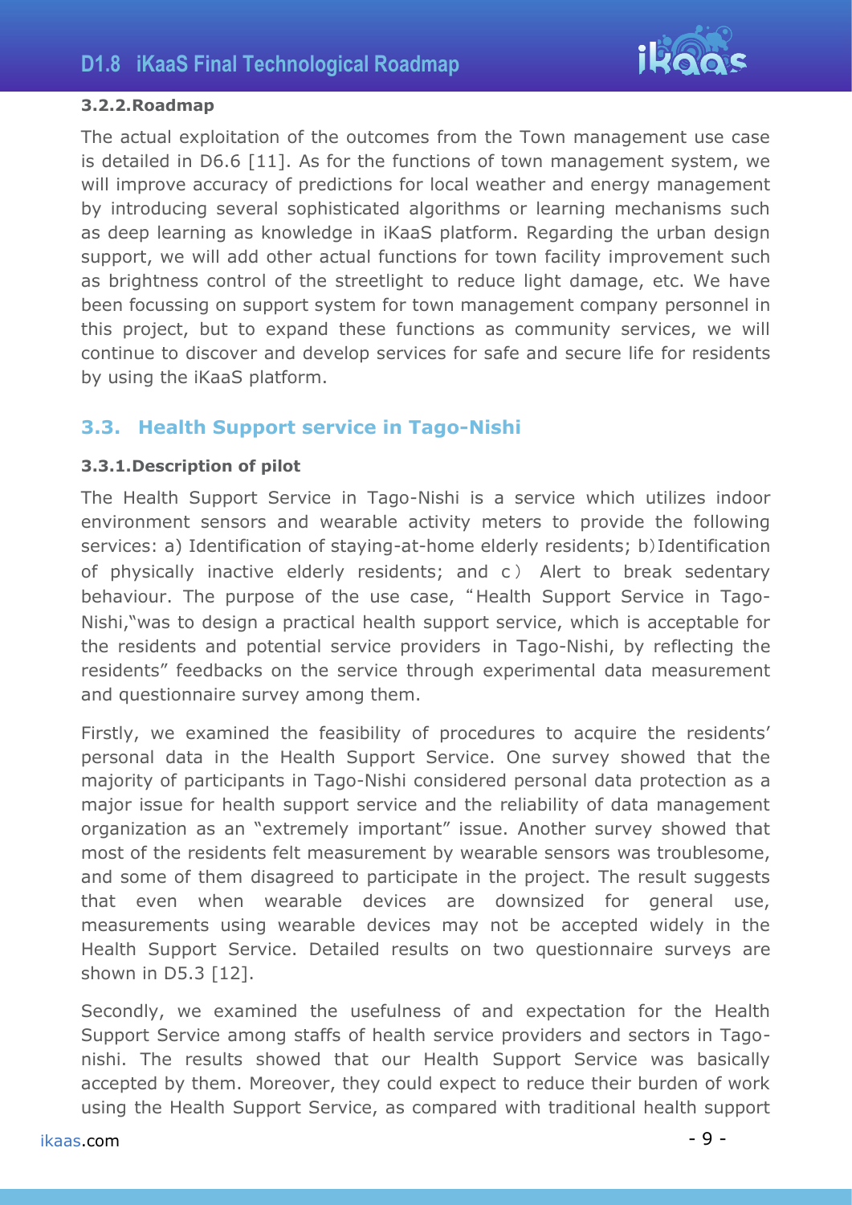#### 3.2.2. Roadmap

The actual exploitation of the outcomes from the Town management use case is detailed in D6.6 [11]. As for the functions of town management system, we will improve accuracy of predictions for local weather and energy management by introducing several sophisticated algorithms or learning mechanisms such as deep learning as knowledge in iKaaS platform. Regarding the urban design support, we will add other actual functions for town facility improvement such as brightness control of the streetlight to reduce light damage, etc. We have been focussing on support system for town management company personnel in this project, but to expand these functions as community services, we will continue to discover and develop services for safe and secure life for residents by using the iKaaS platform.

### 3.3. Health Support service in Tago-Nishi

#### 3.3.1. Description of pilot

The Health Support Service in Tago-Nishi is a service which utilizes indoor environment sensors and wearable activity meters to provide the following services: a) Identification of staying-at-home elderly residents; b）Identification of physically inactive elderly residents; and c） Alert to break sedentary behaviour. The purpose of the use case, "Health Support Service in Tago-Nishi,"was to design a practical health support service, which is acceptable for the residents and potential service providers in Tago-Nishi, by reflecting the residents" feedbacks on the service through experimental data measurement and questionnaire survey among them.

Firstly, we examined the feasibility of procedures to acquire the residents' personal data in the Health Support Service. One survey showed that the majority of participants in Tago-Nishi considered personal data protection as a major issue for health support service and the reliability of data management organization as an "extremely important" issue. Another survey showed that most of the residents felt measurement by wearable sensors was troublesome, and some of them disagreed to participate in the project. The result suggests that even when wearable devices are downsized for general use, measurements using wearable devices may not be accepted widely in the Health Support Service. Detailed results on two questionnaire surveys are shown in D5.3 [12].

Secondly, we examined the usefulness of and expectation for the Health Support Service among staffs of health service providers and sectors in Tago-nishi. The results showed that our Health Support Service was basically accepted by them. Moreover, they could expect to reduce their burden of work using the Health Support Service, as compared with traditional health support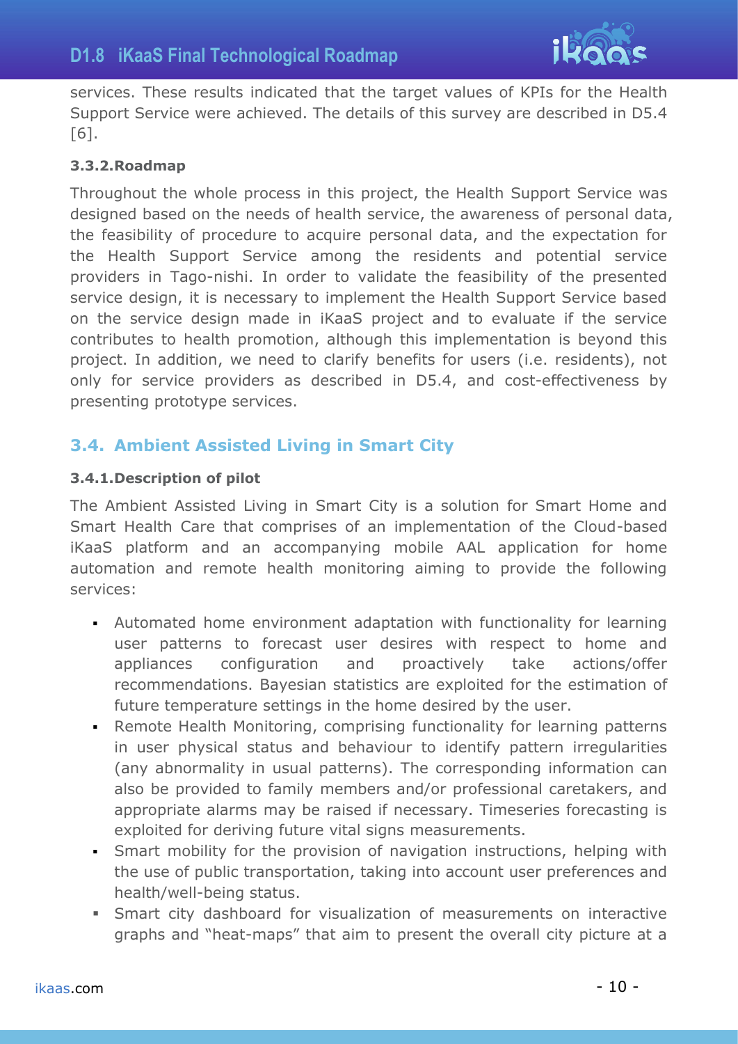services. These results indicated that the target values of KPIs for the Health Support Service were achieved. The details of this survey are described in D5.4 [6].

#### 3.3.2. Roadmap

Throughout the whole process in this project, the Health Support Service was designed based on the needs of health service, the awareness of personal data, the feasibility of procedure to acquire personal data, and the expectation for the Health Support Service among the residents and potential service providers in Tago-nishi. In order to validate the feasibility of the presented service design, it is necessary to implement the Health Support Service based on the service design made in iKaaS project and to evaluate if the service contributes to health promotion, although this implementation is beyond this project. In addition, we need to clarify benefits for users (i.e. residents), not only for service providers as described in D5.4, and cost-effectiveness by presenting prototype services.

### 3.4. Ambient Assisted Living in Smart City

#### 3.4.1. Description of pilot

The Ambient Assisted Living in Smart City is a solution for Smart Home and Smart Health Care that comprises of an implementation of the Cloud-based iKaaS platform and an accompanying mobile AAL application for home automation and remote health monitoring aiming to provide the following services:

- Automated home environment adaptation with functionality for learning user patterns to forecast user desires with respect to home and appliances configuration and proactively take actions/offer recommendations. Bayesian statistics are exploited for the estimation of future temperature settings in the home desired by the user.
- Remote Health Monitoring, comprising functionality for learning patterns in user physical status and behaviour to identify pattern irregularities (any abnormality in usual patterns). The corresponding information can also be provided to family members and/or professional caretakers, and appropriate alarms may be raised if necessary. Timeseries forecasting is exploited for deriving future vital signs measurements.
- Smart mobility for the provision of navigation instructions, helping with the use of public transportation, taking into account user preferences and health/well-being status.
- Smart city dashboard for visualization of measurements on interactive graphs and "heat-maps" that aim to present the overall city picture at a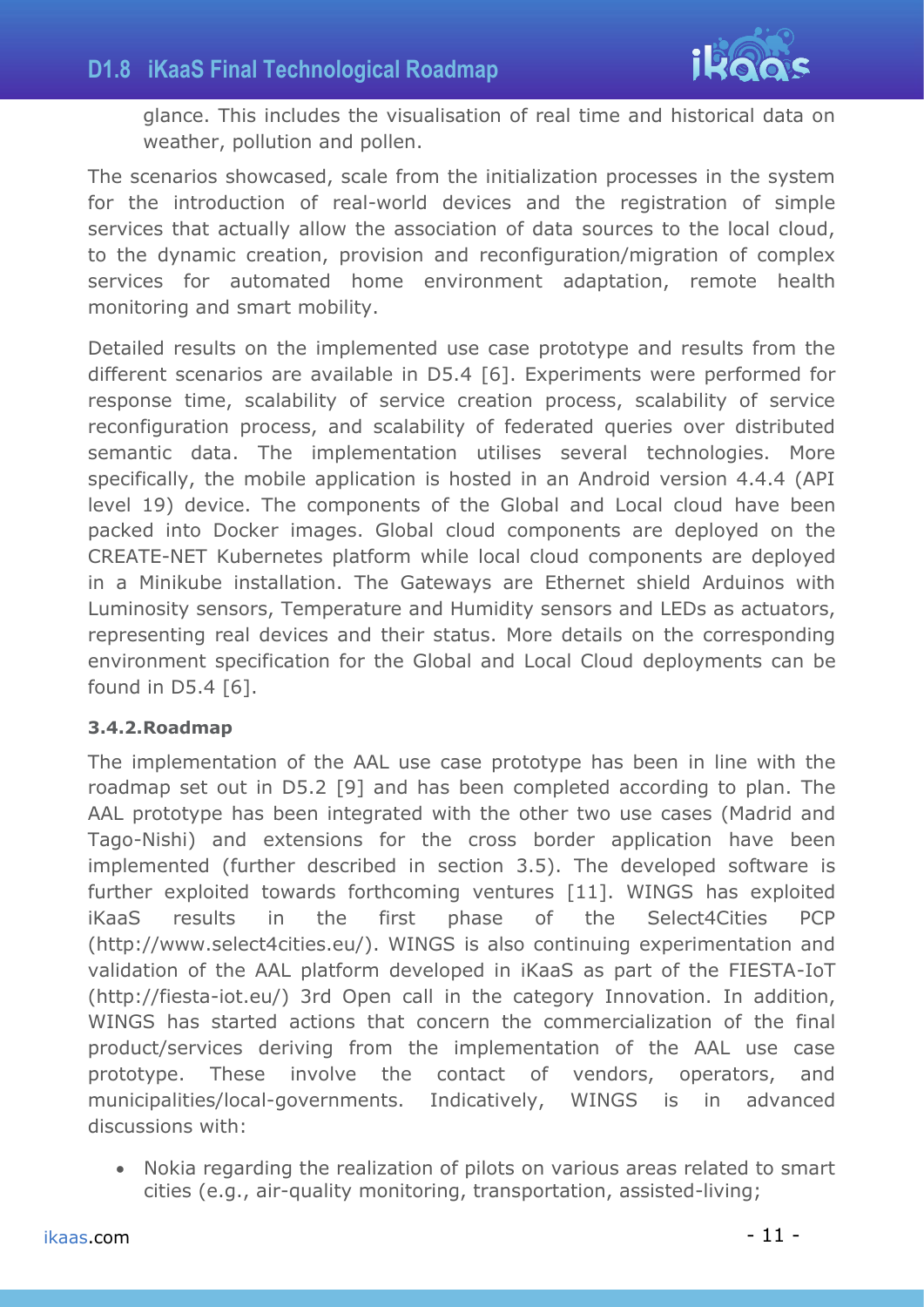glance. This includes the visualisation of real time and historical data on weather, pollution and pollen.

The scenarios showcased, scale from the initialization processes in the system for the introduction of real-world devices and the registration of simple services that actually allow the association of data sources to the local cloud, to the dynamic creation, provision and reconfiguration/migration of complex services for automated home environment adaptation, remote health monitoring and smart mobility.

Detailed results on the implemented use case prototype and results from the different scenarios are available in D5.4 [6]. Experiments were performed for response time, scalability of service creation process, scalability of service reconfiguration process, and scalability of federated queries over distributed semantic data. The implementation utilises several technologies. More specifically, the mobile application is hosted in an Android version 4.4.4 (API level 19) device. The components of the Global and Local cloud have been packed into Docker images. Global cloud components are deployed on the CREATE-NET Kubernetes platform while local cloud components are deployed in a Minikube installation. The Gateways are Ethernet shield Arduinos with Luminosity sensors, Temperature and Humidity sensors and LEDs as actuators, representing real devices and their status. More details on the corresponding environment specification for the Global and Local Cloud deployments can be found in D5.4 [6].

### 3.4.2.Roadmap

The implementation of the AAL use case prototype has been in line with the roadmap set out in D5.2 [9] and has been completed according to plan. The AAL prototype has been integrated with the other two use cases (Madrid and Tago-Nishi) and extensions for the cross border application have been implemented (further described in section 3.5). The developed software is further exploited towards forthcoming ventures [11]. WINGS has exploited iKaaS results in the first phase of the Select4Cities PCP (http://www.select4cities.eu/). WINGS is also continuing experimentation and validation of the AAL platform developed in iKaaS as part of the FIESTA-IoT (http://fiesta-iot.eu/) 3rd Open call in the category Innovation. In addition, WINGS has started actions that concern the commercialization of the final product/services deriving from the implementation of the AAL use case prototype. These involve the contact of vendors, operators, and municipalities/local-governments. Indicatively, WINGS is in advanced discussions with:

- Nokia regarding the realization of pilots on various areas related to smart cities (e.g., air-quality monitoring, transportation, assisted-living;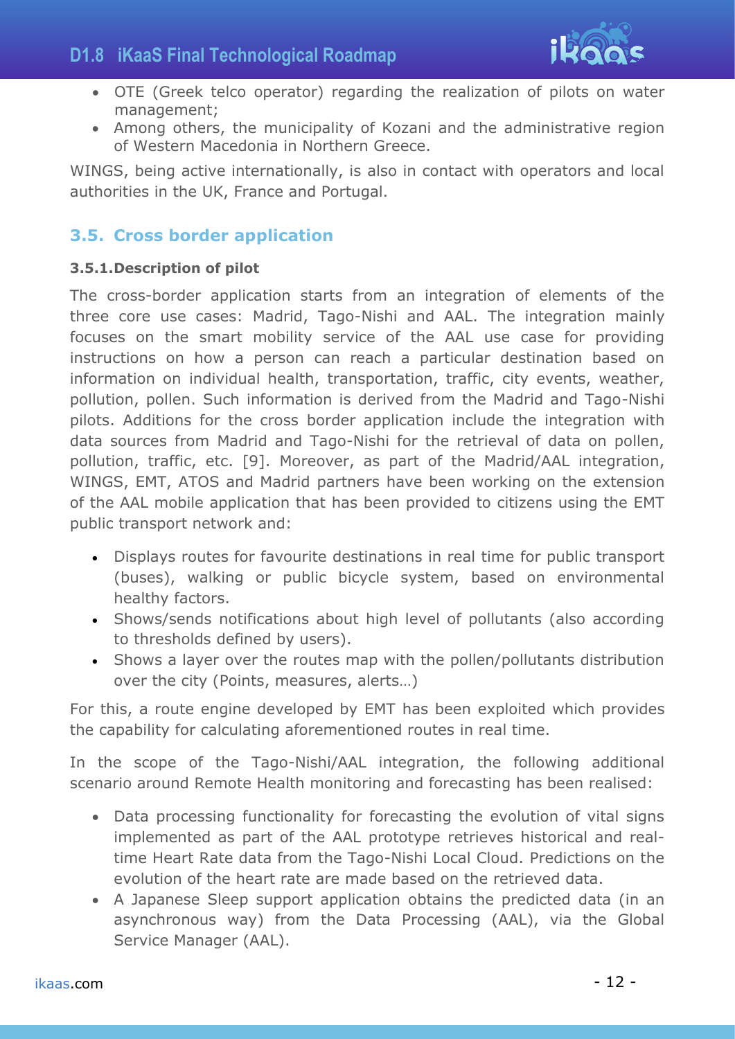- OTE (Greek telco operator) regarding the realization of pilots on water management;
- Among others, the municipality of Kozani and the administrative region of Western Macedonia in Northern Greece.

WINGS, being active internationally, is also in contact with operators and local authorities in the UK, France and Portugal.

## 3.5. Cross border application

### 3.5.1. Description of pilot

The cross-border application starts from an integration of elements of the three core use cases: Madrid, Tago-Nishi and AAL. The integration mainly focuses on the smart mobility service of the AAL use case for providing instructions on how a person can reach a particular destination based on information on individual health, transportation, traffic, city events, weather, pollution, pollen. Such information is derived from the Madrid and Tago-Nishi pilots. Additions for the cross border application include the integration with data sources from Madrid and Tago-Nishi for the retrieval of data on pollen, pollution, traffic, etc. [9]. Moreover, as part of the Madrid/AAL integration, WINGS, EMT, ATOS and Madrid partners have been working on the extension of the AAL mobile application that has been provided to citizens using the EMT public transport network and:

- Displays routes for favourite destinations in real time for public transport (buses), walking or public bicycle system, based on environmental healthy factors.
- Shows/sends notifications about high level of pollutants (also according to thresholds defined by users).
- Shows a layer over the routes map with the pollen/pollutants distribution over the city (Points, measures, alerts…)

For this, a route engine developed by EMT has been exploited which provides the capability for calculating aforementioned routes in real time.

In the scope of the Tago-Nishi/AAL integration, the following additional scenario around Remote Health monitoring and forecasting has been realised:

- Data processing functionality for forecasting the evolution of vital signs implemented as part of the AAL prototype retrieves historical and real-time Heart Rate data from the Tago-Nishi Local Cloud. Predictions on the evolution of the heart rate are made based on the retrieved data.
- A Japanese Sleep support application obtains the predicted data (in an asynchronous way) from the Data Processing (AAL), via the Global Service Manager (AAL).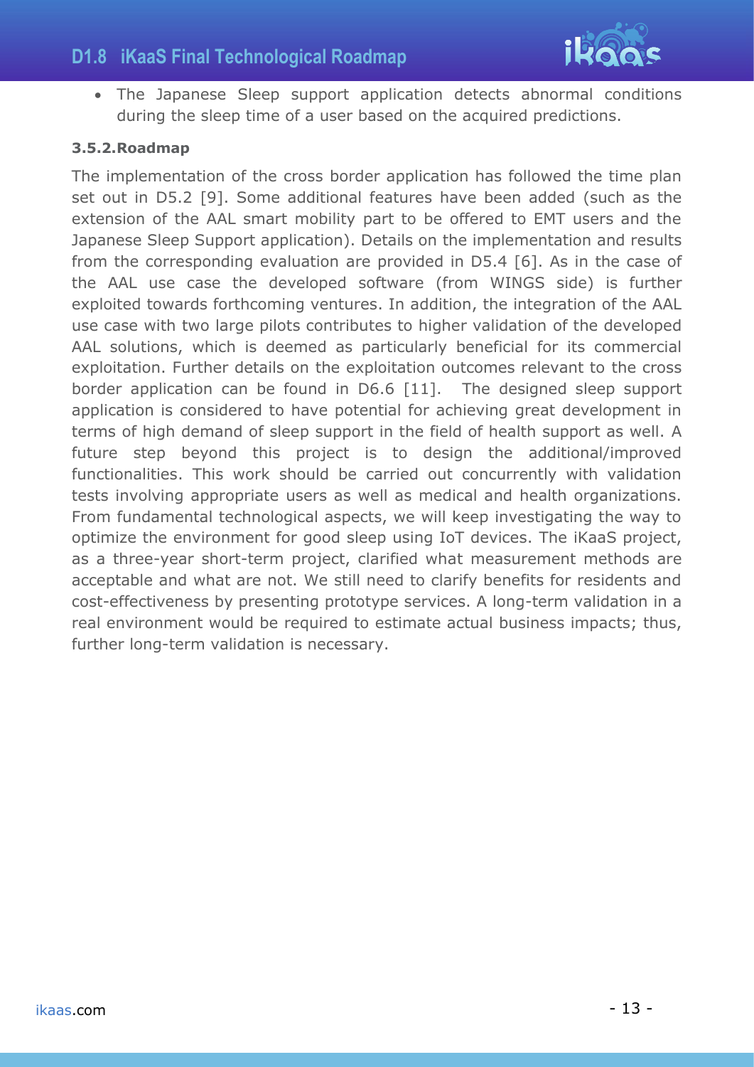- The Japanese Sleep support application detects abnormal conditions during the sleep time of a user based on the acquired predictions.

### 3.5.2. Roadmap

The implementation of the cross border application has followed the time plan set out in D5.2 [9]. Some additional features have been added (such as the extension of the AAL smart mobility part to be offered to EMT users and the Japanese Sleep Support application). Details on the implementation and results from the corresponding evaluation are provided in D5.4 [6]. As in the case of the AAL use case the developed software (from WINGS side) is further exploited towards forthcoming ventures. In addition, the integration of the AAL use case with two large pilots contributes to higher validation of the developed AAL solutions, which is deemed as particularly beneficial for its commercial exploitation. Further details on the exploitation outcomes relevant to the cross border application can be found in D6.6 [11]. The designed sleep support application is considered to have potential for achieving great development in terms of high demand of sleep support in the field of health support as well. A future step beyond this project is to design the additional/improved functionalities. This work should be carried out concurrently with validation tests involving appropriate users as well as medical and health organizations. From fundamental technological aspects, we will keep investigating the way to optimize the environment for good sleep using IoT devices. The iKaaS project, as a three-year short-term project, clarified what measurement methods are acceptable and what are not. We still need to clarify benefits for residents and cost-effectiveness by presenting prototype services. A long-term validation in a real environment would be required to estimate actual business impacts; thus, further long-term validation is necessary.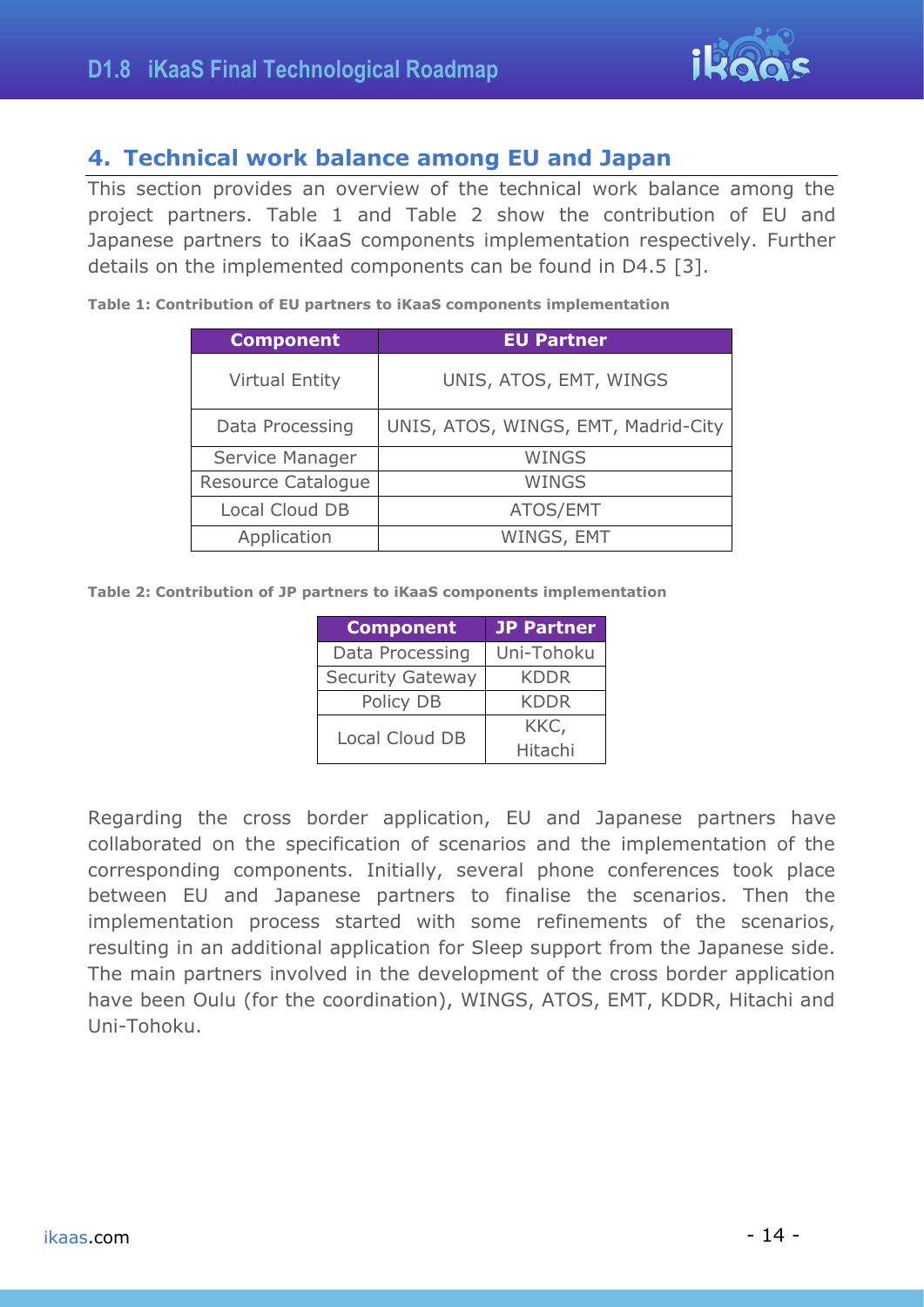## 4. Technical work balance among EU and Japan

This section provides an overview of the technical work balance among the project partners. Table 1 and Table 2 show the contribution of EU and Japanese partners to iKaaS components implementation respectively. Further details on the implemented components can be found in D4.5 [3].

**Table 1: Contribution of EU partners to iKaaS components implementation**

| Component | EU Partner |
| --- | --- |
| Virtual Entity | UNIS, ATOS, EMT, WINGS |
| Data Processing | UNIS, ATOS, WINGS, EMT, Madrid-City |
| Service Manager | WINGS |
| Resource Catalogue | WINGS |
| Local Cloud DB | ATOS/EMT |
| Application | WINGS, EMT |

**Table 2: Contribution of JP partners to iKaaS components implementation**

| Component | JP Partner |
| --- | --- |
| Data Processing | Uni-Tohoku |
| Security Gateway | KDDR |
| Policy DB | KDDR |
| Local Cloud DB | KKC, Hitachi |

Regarding the cross border application, EU and Japanese partners have collaborated on the specification of scenarios and the implementation of the corresponding components. Initially, several phone conferences took place between EU and Japanese partners to finalise the scenarios. Then the implementation process started with some refinements of the scenarios, resulting in an additional application for Sleep support from the Japanese side. The main partners involved in the development of the cross border application have been Oulu (for the coordination), WINGS, ATOS, EMT, KDDR, Hitachi and Uni-Tohoku.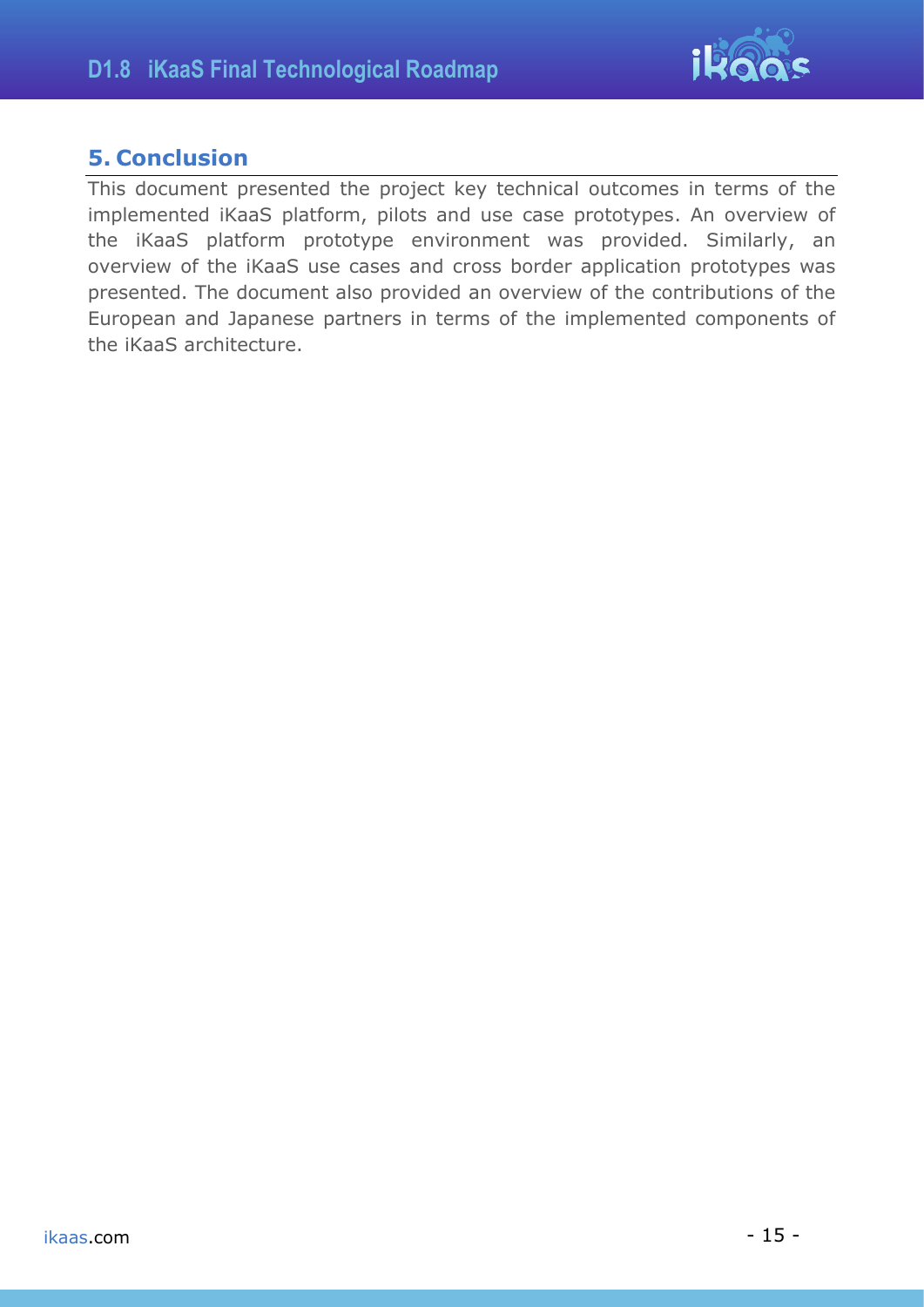## 5. Conclusion

This document presented the project key technical outcomes in terms of the implemented iKaaS platform, pilots and use case prototypes. An overview of the iKaaS platform prototype environment was provided. Similarly, an overview of the iKaaS use cases and cross border application prototypes was presented. The document also provided an overview of the contributions of the European and Japanese partners in terms of the implemented components of the iKaaS architecture.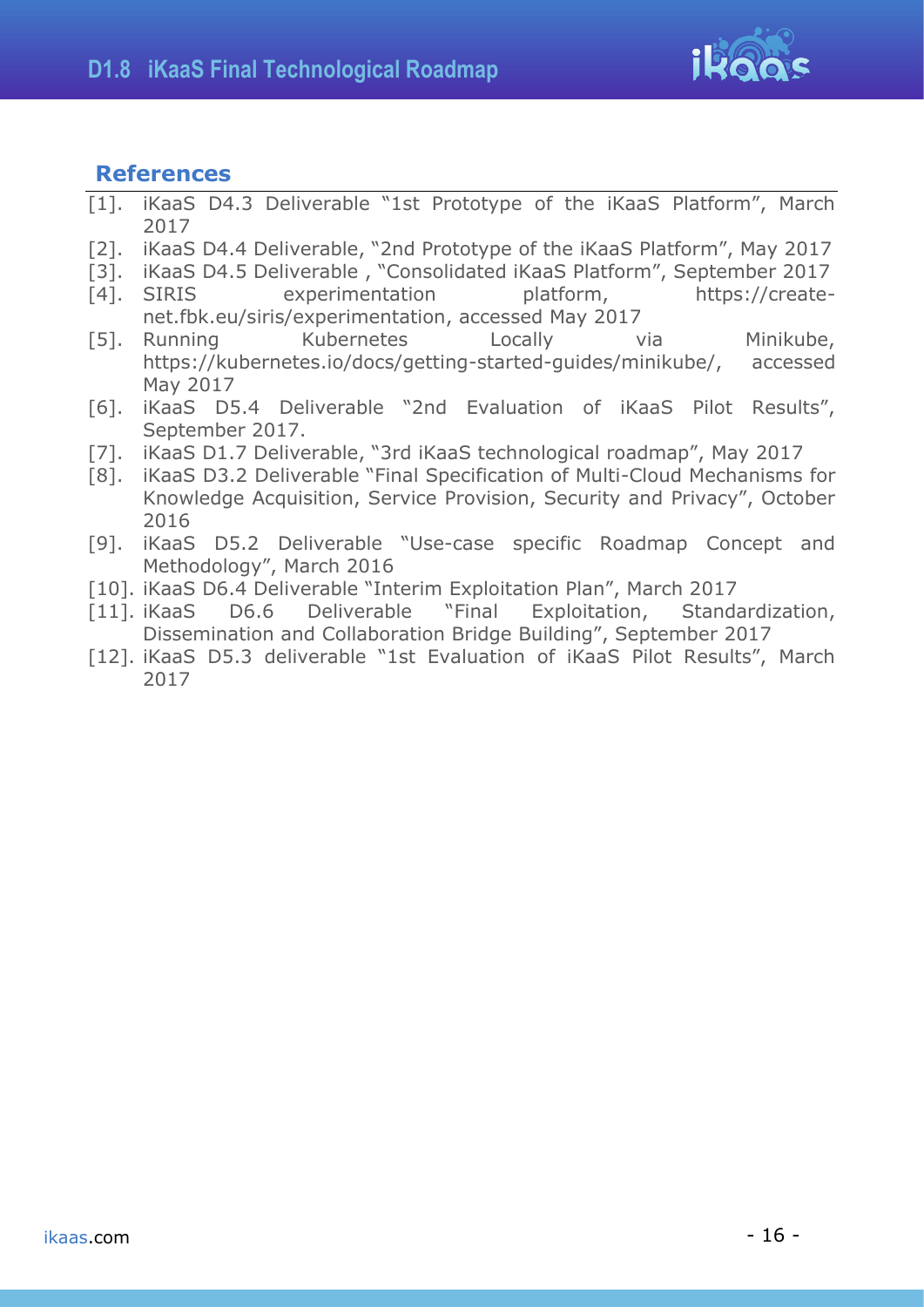## References

[1]. iKaaS D4.3 Deliverable "1st Prototype of the iKaaS Platform", March 2017

[2]. iKaaS D4.4 Deliverable, "2nd Prototype of the iKaaS Platform", May 2017

[3]. iKaaS D4.5 Deliverable , "Consolidated iKaaS Platform", September 2017

[4]. SIRIS experimentation platform, https://create-net.fbk.eu/siris/experimentation, accessed May 2017

[5]. Running Kubernetes Locally via Minikube, https://kubernetes.io/docs/getting-started-guides/minikube/, accessed May 2017

[6]. iKaaS D5.4 Deliverable "2nd Evaluation of iKaaS Pilot Results", September 2017.

[7]. iKaaS D1.7 Deliverable, "3rd iKaaS technological roadmap", May 2017

[8]. iKaaS D3.2 Deliverable "Final Specification of Multi-Cloud Mechanisms for Knowledge Acquisition, Service Provision, Security and Privacy", October 2016

[9]. iKaaS D5.2 Deliverable "Use-case specific Roadmap Concept and Methodology", March 2016

[10]. iKaaS D6.4 Deliverable "Interim Exploitation Plan", March 2017

[11]. iKaaS D6.6 Deliverable "Final Exploitation, Standardization, Dissemination and Collaboration Bridge Building", September 2017

[12]. iKaaS D5.3 deliverable "1st Evaluation of iKaaS Pilot Results", March 2017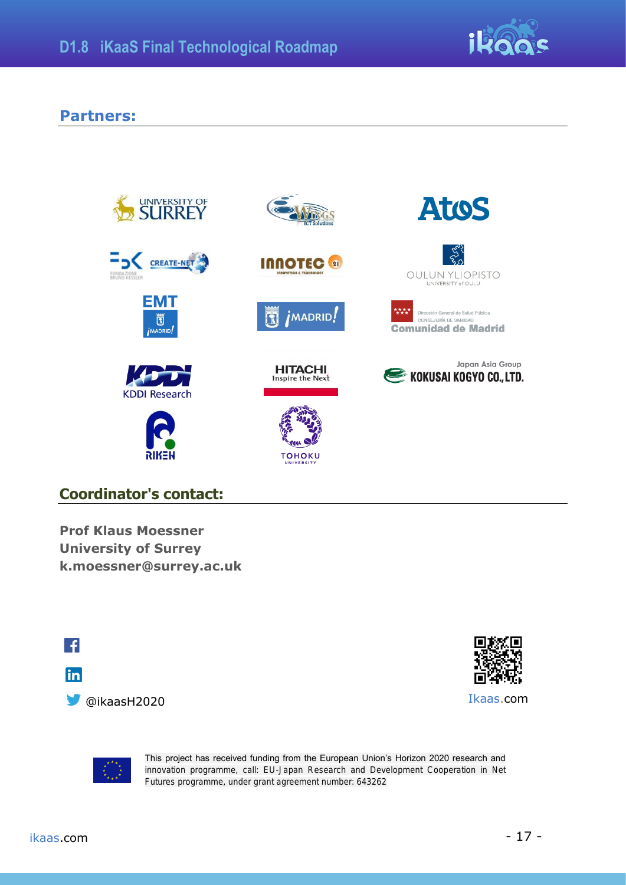## Partners:

## Coordinator's contact:

**Prof Klaus Moessner**
**University of Surrey**
**k.moessner@surrey.ac.uk**

@ikaasH2020

Ikaas.com

This project has received funding from the European Union's Horizon 2020 research and innovation programme, call: EU-Japan Research and Development Cooperation in Net Futures programme, under grant agreement number: 643262